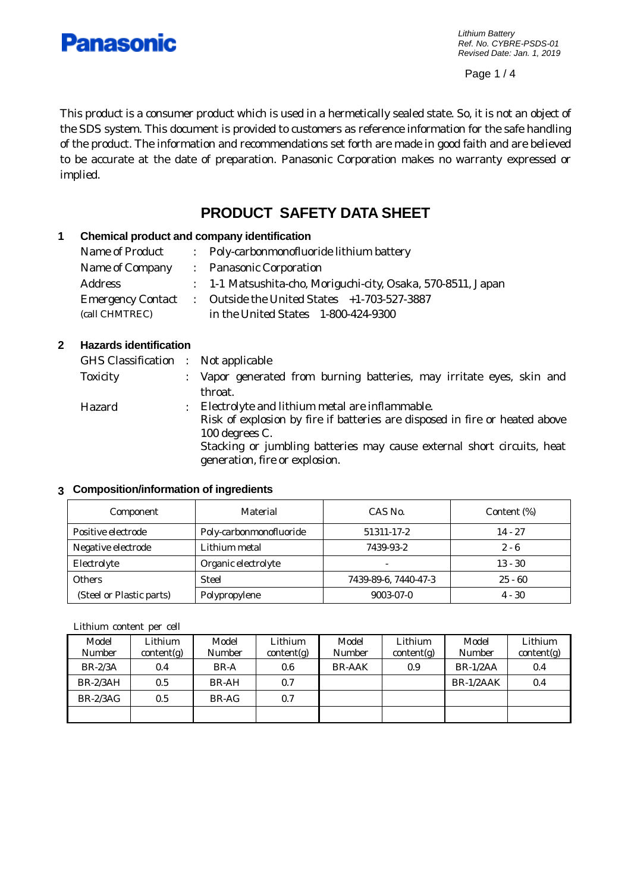**Panasonic**

*Lithium Battery*
*Ref. No. CYBRE-PSDS-01*
*Revised Date: Jan. 1, 2019*

This product is a consumer product which is used in a hermetically sealed state. So, it is not an object of the SDS system. This document is provided to customers as reference information for the safe handling of the product. The information and recommendations set forth are made in good faith and are believed to be accurate at the date of preparation. Panasonic Corporation makes no warranty expressed or implied.

# PRODUCT SAFETY DATA SHEET

## 1 Chemical product and company identification

Name of Product : Poly-carbonmonofluoride lithium battery
Name of Company : Panasonic Corporation
Address : 1-1 Matsushita-cho, Moriguchi-city, Osaka, 570-8511, Japan
Emergency Contact (call CHMTREC) : Outside the United States +1-703-527-3887
in the United States 1-800-424-9300

## 2 Hazards identification

GHS Classification : Not applicable
Toxicity : Vapor generated from burning batteries, may irritate eyes, skin and throat.
Hazard : Electrolyte and lithium metal are inflammable.
Risk of explosion by fire if batteries are disposed in fire or heated above 100 degrees C.
Stacking or jumbling batteries may cause external short circuits, heat generation, fire or explosion.

## 3 Composition/information of ingredients

| Component | Material | CAS No. | Content (%) |
|---|---|---|---|
| Positive electrode | Poly-carbonmonofluoride | 51311-17-2 | 14 - 27 |
| Negative electrode | Lithium metal | 7439-93-2 | 2 - 6 |
| Electrolyte | Organic electrolyte | - | 13 - 30 |
| Others | Steel | 7439-89-6, 7440-47-3 | 25 - 60 |
| (Steel or Plastic parts) | Polypropylene | 9003-07-0 | 4 - 30 |

Lithium content per cell

| Model Number | Lithium content(g) | Model Number | Lithium content(g) | Model Number | Lithium content(g) | Model Number | Lithium content(g) |
|---|---|---|---|---|---|---|---|
| BR-2/3A | 0.4 | BR-A | 0.6 | BR-AAK | 0.9 | BR-1/2AA | 0.4 |
| BR-2/3AH | 0.5 | BR-AH | 0.7 | | | BR-1/2AAK | 0.4 |
| BR-2/3AG | 0.5 | BR-AG | 0.7 | | | | |
| | | | | | | | |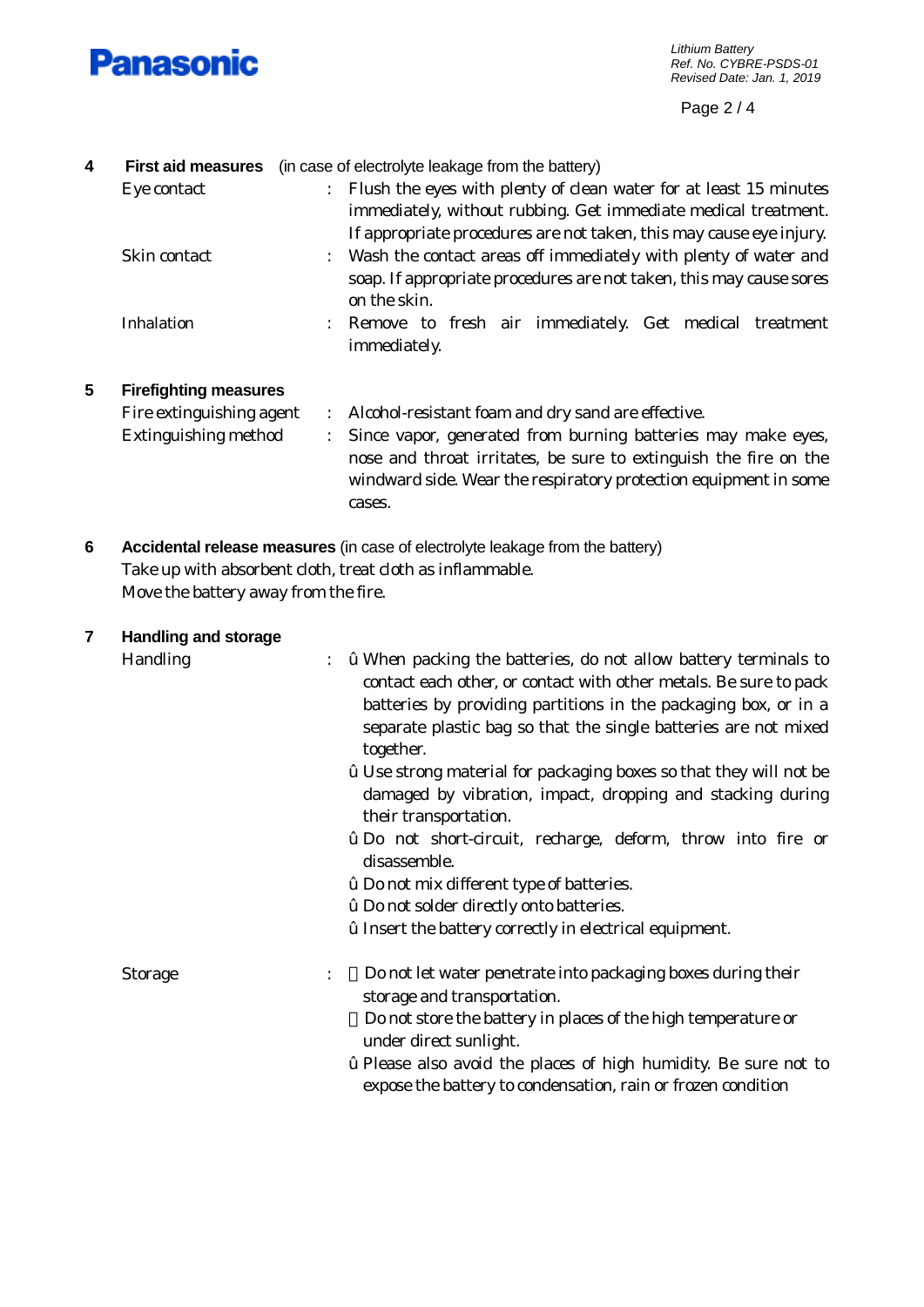## 4 First aid measures (in case of electrolyte leakage from the battery)

Eye contact : Flush the eyes with plenty of clean water for at least 15 minutes immediately, without rubbing. Get immediate medical treatment. If appropriate procedures are not taken, this may cause eye injury.

Skin contact : Wash the contact areas off immediately with plenty of water and soap. If appropriate procedures are not taken, this may cause sores on the skin.

Inhalation : Remove to fresh air immediately. Get medical treatment immediately.

## 5 Firefighting measures

Fire extinguishing agent : Alcohol-resistant foam and dry sand are effective.

Extinguishing method : Since vapor, generated from burning batteries may make eyes, nose and throat irritates, be sure to extinguish the fire on the windward side. Wear the respiratory protection equipment in some cases.

## 6 Accidental release measures (in case of electrolyte leakage from the battery)

Take up with absorbent cloth, treat cloth as inflammable.
Move the battery away from the fire.

## 7 Handling and storage

Handling :

- When packing the batteries, do not allow battery terminals to contact each other, or contact with other metals. Be sure to pack batteries by providing partitions in the packaging box, or in a separate plastic bag so that the single batteries are not mixed together.
- Use strong material for packaging boxes so that they will not be damaged by vibration, impact, dropping and stacking during their transportation.
- Do not short-circuit, recharge, deform, throw into fire or disassemble.
- Do not mix different type of batteries.
- Do not solder directly onto batteries.
- Insert the battery correctly in electrical equipment.

Storage :

- Do not let water penetrate into packaging boxes during their storage and transportation.
- Do not store the battery in places of the high temperature or under direct sunlight.
- Please also avoid the places of high humidity. Be sure not to expose the battery to condensation, rain or frozen condition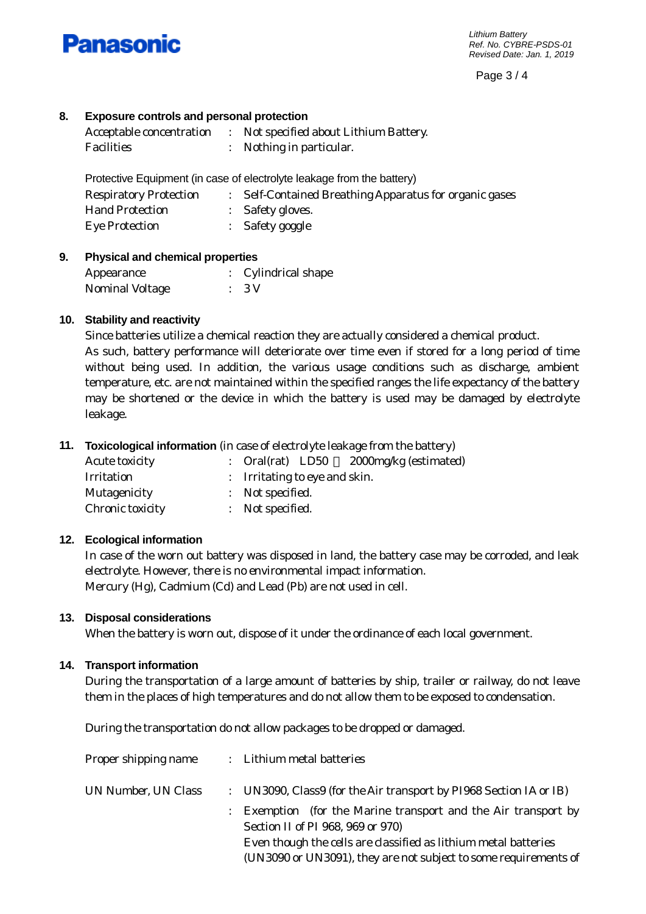## 8. Exposure controls and personal protection

| | | |
|---|---|---|
| Acceptable concentration | : | Not specified about Lithium Battery. |
| Facilities | : | Nothing in particular. |

Protective Equipment (in case of electrolyte leakage from the battery)

| | | |
|---|---|---|
| Respiratory Protection | : | Self-Contained Breathing Apparatus for organic gases |
| Hand Protection | : | Safety gloves. |
| Eye Protection | : | Safety goggle |

## 9. Physical and chemical properties

| | | |
|---|---|---|
| Appearance | : | Cylindrical shape |
| Nominal Voltage | : | 3 V |

## 10. Stability and reactivity

Since batteries utilize a chemical reaction they are actually considered a chemical product.
As such, battery performance will deteriorate over time even if stored for a long period of time without being used. In addition, the various usage conditions such as discharge, ambient temperature, etc. are not maintained within the specified ranges the life expectancy of the battery may be shortened or the device in which the battery is used may be damaged by electrolyte leakage.

## 11. Toxicological information (in case of electrolyte leakage from the battery)

| | | |
|---|---|---|
| Acute toxicity | : | Oral(rat) LD50 ＞ 2000mg/kg (estimated) |
| Irritation | : | Irritating to eye and skin. |
| Mutagenicity | : | Not specified. |
| Chronic toxicity | : | Not specified. |

## 12. Ecological information

In case of the worn out battery was disposed in land, the battery case may be corroded, and leak electrolyte. However, there is no environmental impact information.
Mercury (Hg), Cadmium (Cd) and Lead (Pb) are not used in cell.

## 13. Disposal considerations

When the battery is worn out, dispose of it under the ordinance of each local government.

## 14. Transport information

During the transportation of a large amount of batteries by ship, trailer or railway, do not leave them in the places of high temperatures and do not allow them to be exposed to condensation.

During the transportation do not allow packages to be dropped or damaged.

| | | |
|---|---|---|
| Proper shipping name | : | Lithium metal batteries |
| UN Number, UN Class | : | UN3090, Class9 (for the Air transport by PI968 Section IA or IB) |
| | : | Exemption (for the Marine transport and the Air transport by Section II of PI 968, 969 or 970) Even though the cells are classified as lithium metal batteries (UN3090 or UN3091), they are not subject to some requirements of |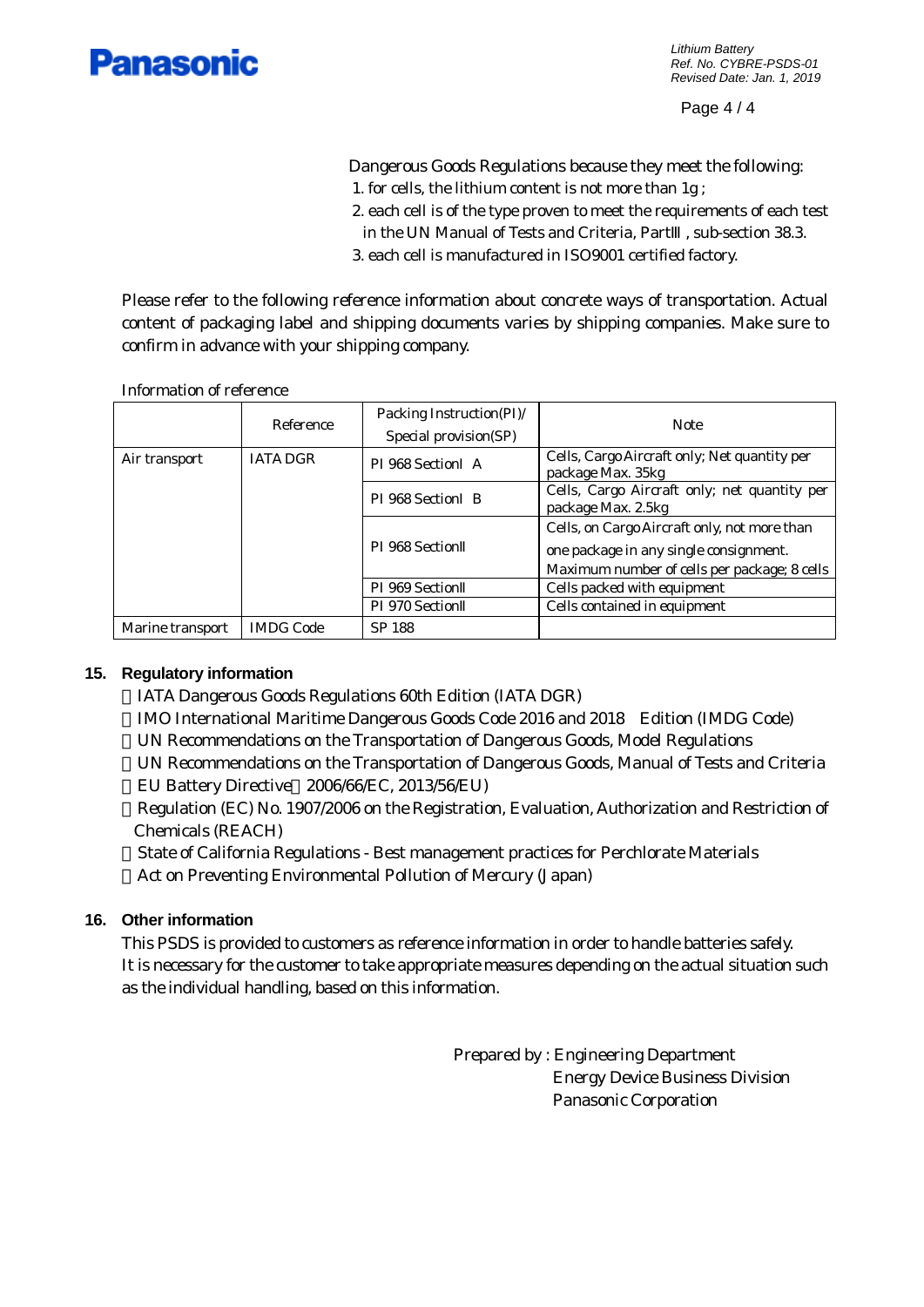Dangerous Goods Regulations because they meet the following:

1. for cells, the lithium content is not more than 1g ;
2. each cell is of the type proven to meet the requirements of each test in the UN Manual of Tests and Criteria, PartIII , sub-section 38.3.
3. each cell is manufactured in ISO9001 certified factory.

Please refer to the following reference information about concrete ways of transportation. Actual content of packaging label and shipping documents varies by shipping companies. Make sure to confirm in advance with your shipping company.

Information of reference

| | Reference | Packing Instruction(PI)/ Special provision(SP) | Note |
|---|---|---|---|
| Air transport | IATA DGR | PI 968 SectionI A | Cells, Cargo Aircraft only; Net quantity per package Max. 35kg |
| | | PI 968 SectionI B | Cells, Cargo Aircraft only; net quantity per package Max. 2.5kg |
| | | PI 968 SectionII | Cells, on Cargo Aircraft only, not more than one package in any single consignment. Maximum number of cells per package; 8 cells |
| | | PI 969 SectionII | Cells packed with equipment |
| | | PI 970 SectionII | Cells contained in equipment |
| Marine transport | IMDG Code | SP 188 | |

## 15. Regulatory information

- IATA Dangerous Goods Regulations 60th Edition (IATA DGR)
- IMO International Maritime Dangerous Goods Code 2016 and 2018 Edition (IMDG Code)
- UN Recommendations on the Transportation of Dangerous Goods, Model Regulations
- UN Recommendations on the Transportation of Dangerous Goods, Manual of Tests and Criteria
- EU Battery Directive (2006/66/EC, 2013/56/EU)
- Regulation (EC) No. 1907/2006 on the Registration, Evaluation, Authorization and Restriction of Chemicals (REACH)
- State of California Regulations - Best management practices for Perchlorate Materials
- Act on Preventing Environmental Pollution of Mercury (Japan)

## 16. Other information

This PSDS is provided to customers as reference information in order to handle batteries safely.
It is necessary for the customer to take appropriate measures depending on the actual situation such as the individual handling, based on this information.

Prepared by : Engineering Department
Energy Device Business Division
Panasonic Corporation